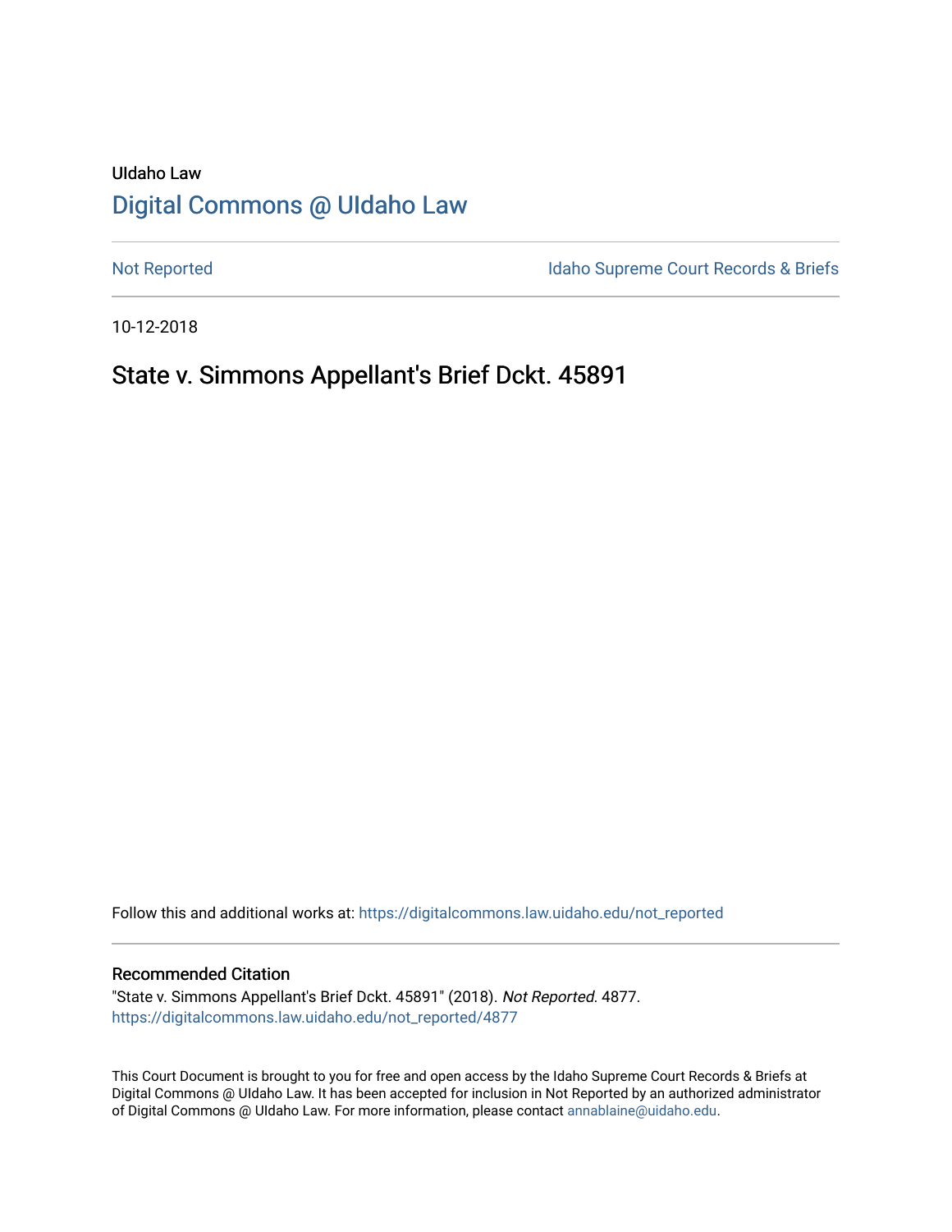UIdaho Law

# Digital Commons @ UIdaho Law

Not Reported

Idaho Supreme Court Records & Briefs

10-12-2018

## State v. Simmons Appellant's Brief Dckt. 45891

Follow this and additional works at: https://digitalcommons.law.uidaho.edu/not_reported

### Recommended Citation

"State v. Simmons Appellant's Brief Dckt. 45891" (2018). *Not Reported*. 4877.
https://digitalcommons.law.uidaho.edu/not_reported/4877

This Court Document is brought to you for free and open access by the Idaho Supreme Court Records & Briefs at Digital Commons @ UIdaho Law. It has been accepted for inclusion in Not Reported by an authorized administrator of Digital Commons @ UIdaho Law. For more information, please contact annablaine@uidaho.edu.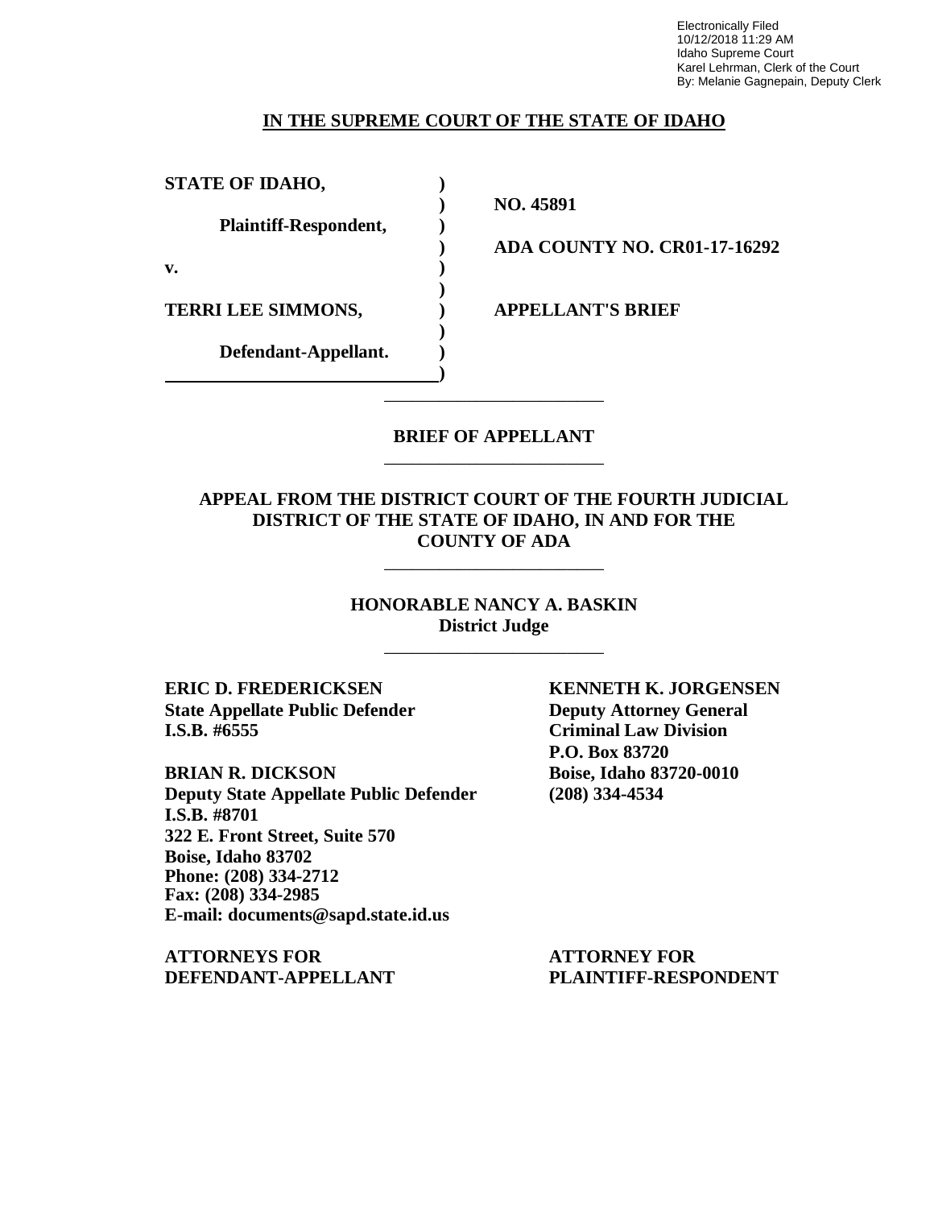Electronically Filed
10/12/2018 11:29 AM
Idaho Supreme Court
Karel Lehrman, Clerk of the Court
By: Melanie Gagnepain, Deputy Clerk

**IN THE SUPREME COURT OF THE STATE OF IDAHO**

| | | |
|---|---|---|
| **STATE OF IDAHO,** | **)** | |
| | **)** | **NO. 45891** |
| **Plaintiff-Respondent,** | **)** | |
| | **)** | **ADA COUNTY NO. CR01-17-16292** |
| **v.** | **)** | |
| | **)** | |
| **TERRI LEE SIMMONS,** | **)** | **APPELLANT'S BRIEF** |
| | **)** | |
| **Defendant-Appellant.** | **)** | |
| | **)** | |

**BRIEF OF APPELLANT**

**APPEAL FROM THE DISTRICT COURT OF THE FOURTH JUDICIAL DISTRICT OF THE STATE OF IDAHO, IN AND FOR THE COUNTY OF ADA**

**HONORABLE NANCY A. BASKIN**
**District Judge**

**ERIC D. FREDERICKSEN**
**State Appellate Public Defender**
**I.S.B. #6555**

**BRIAN R. DICKSON**
**Deputy State Appellate Public Defender**
**I.S.B. #8701**
**322 E. Front Street, Suite 570**
**Boise, Idaho 83702**
**Phone: (208) 334-2712**
**Fax: (208) 334-2985**
**E-mail: documents@sapd.state.id.us**

**ATTORNEYS FOR DEFENDANT-APPELLANT**

**KENNETH K. JORGENSEN**
**Deputy Attorney General**
**Criminal Law Division**
**P.O. Box 83720**
**Boise, Idaho 83720-0010**
**(208) 334-4534**

**ATTORNEY FOR PLAINTIFF-RESPONDENT**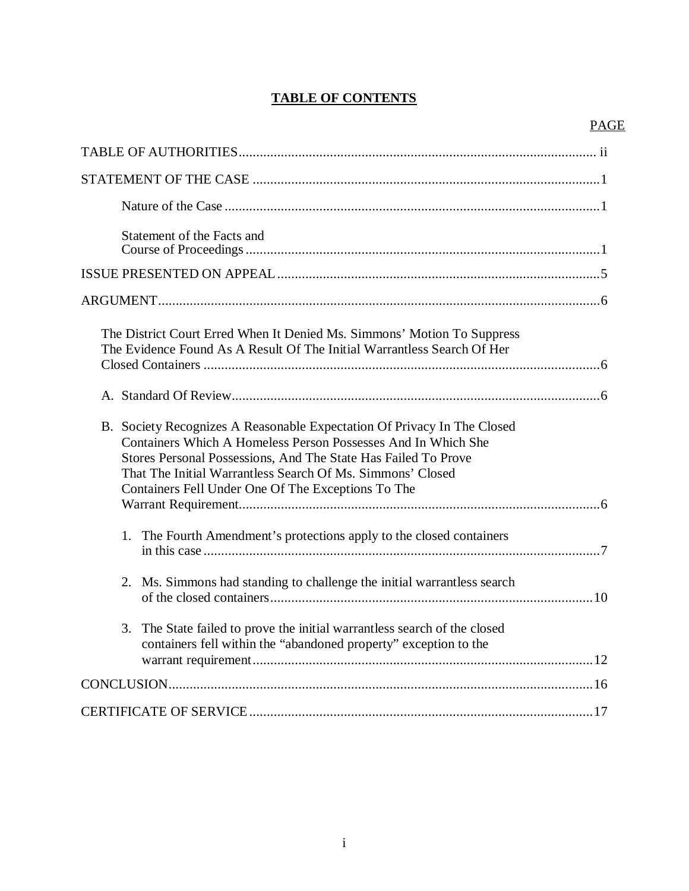## TABLE OF CONTENTS

| | PAGE |
|---|---|
| TABLE OF AUTHORITIES | ii |
| STATEMENT OF THE CASE | 1 |
| Nature of the Case | 1 |
| Statement of the Facts and Course of Proceedings | 1 |
| ISSUE PRESENTED ON APPEAL | 5 |
| ARGUMENT | 6 |
| The District Court Erred When It Denied Ms. Simmons' Motion To Suppress The Evidence Found As A Result Of The Initial Warrantless Search Of Her Closed Containers | 6 |
| A. Standard Of Review | 6 |
| B. Society Recognizes A Reasonable Expectation Of Privacy In The Closed Containers Which A Homeless Person Possesses And In Which She Stores Personal Possessions, And The State Has Failed To Prove That The Initial Warrantless Search Of Ms. Simmons' Closed Containers Fell Under One Of The Exceptions To The Warrant Requirement | 6 |
| 1. The Fourth Amendment's protections apply to the closed containers in this case | 7 |
| 2. Ms. Simmons had standing to challenge the initial warrantless search of the closed containers | 10 |
| 3. The State failed to prove the initial warrantless search of the closed containers fell within the "abandoned property" exception to the warrant requirement | 12 |
| CONCLUSION | 16 |
| CERTIFICATE OF SERVICE | 17 |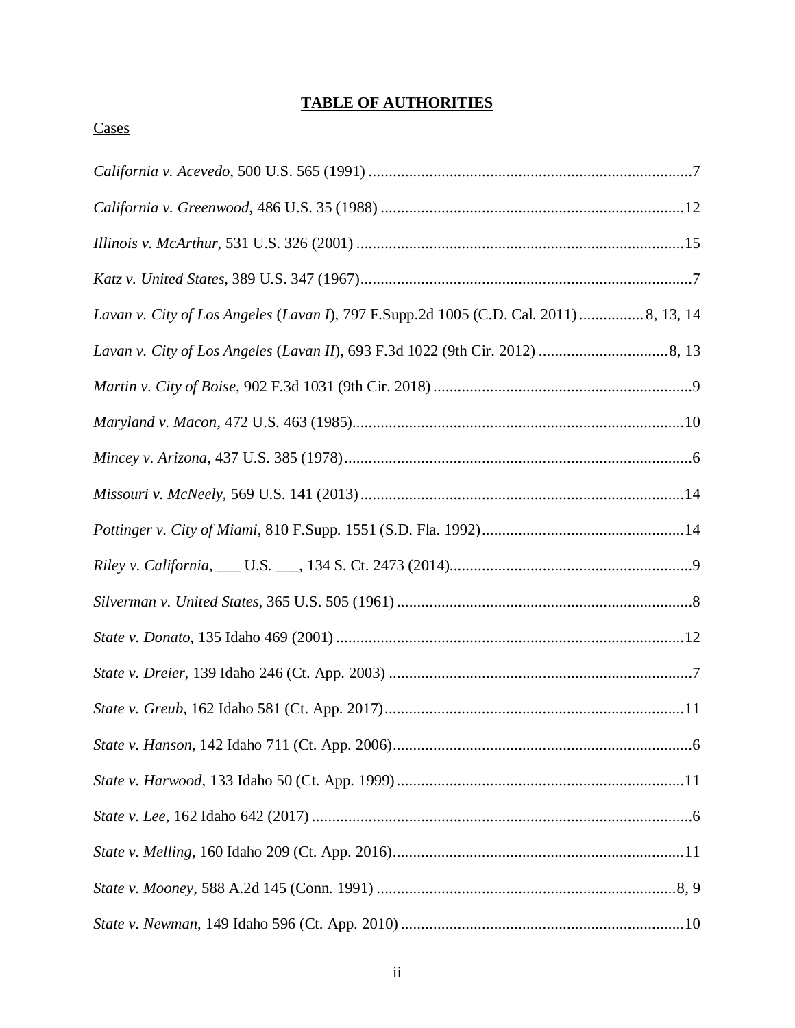**TABLE OF AUTHORITIES**

Cases

*California v. Acevedo*, 500 U.S. 565 (1991) ....................................................................................7

*California v. Greenwood*, 486 U.S. 35 (1988) ..................................................................................12

*Illinois v. McArthur*, 531 U.S. 326 (2001) .......................................................................................15

*Katz v. United States*, 389 U.S. 347 (1967).........................................................................................7

*Lavan v. City of Los Angeles* (*Lavan I*), 797 F.Supp.2d 1005 (C.D. Cal. 2011) ............... 8, 13, 14

*Lavan v. City of Los Angeles* (*Lavan II*), 693 F.3d 1022 (9th Cir. 2012) ................................8, 13

*Martin v. City of Boise*, 902 F.3d 1031 (9th Cir. 2018) ...................................................................9

*Maryland v. Macon*, 472 U.S. 463 (1985).........................................................................................10

*Mincey v. Arizona*, 437 U.S. 385 (1978).............................................................................................6

*Missouri v. McNeely*, 569 U.S. 141 (2013) .......................................................................................14

*Pottinger v. City of Miami*, 810 F.Supp. 1551 (S.D. Fla. 1992).....................................................14

*Riley v. California*, ___ U.S. ___, 134 S. Ct. 2473 (2014).................................................................9

*Silverman v. United States*, 365 U.S. 505 (1961) ..............................................................................8

*State v. Donato*, 135 Idaho 469 (2001) ...............................................................................................12

*State v. Dreier*, 139 Idaho 246 (Ct. App. 2003) ................................................................................7

*State v. Greub*, 162 Idaho 581 (Ct. App. 2017)................................................................................11

*State v. Hanson*, 142 Idaho 711 (Ct. App. 2006)................................................................................6

*State v. Harwood*, 133 Idaho 50 (Ct. App. 1999) .............................................................................11

*State v. Lee*, 162 Idaho 642 (2017) .......................................................................................................6

*State v. Melling*, 160 Idaho 209 (Ct. App. 2016)...............................................................................11

*State v. Mooney*, 588 A.2d 145 (Conn. 1991) ................................................................................8, 9

*State v. Newman*, 149 Idaho 596 (Ct. App. 2010) ...........................................................................10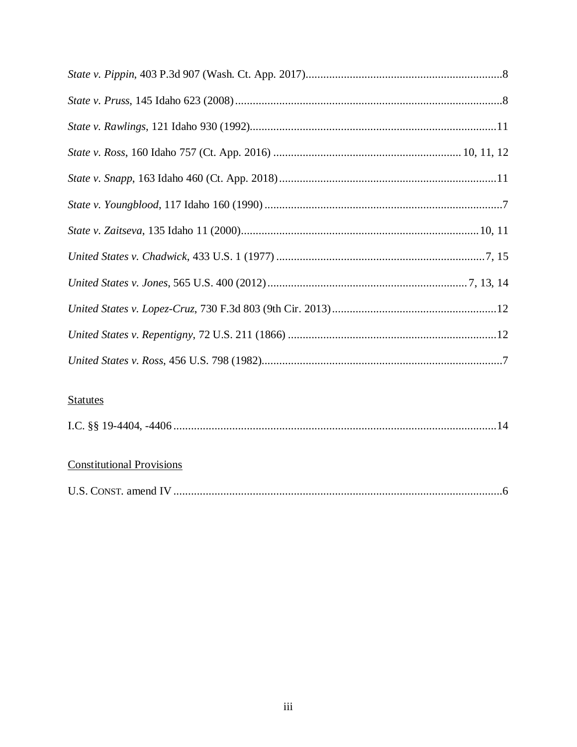*State v. Pippin*, 403 P.3d 907 (Wash. Ct. App. 2017)....................................................................8

*State v. Pruss*, 145 Idaho 623 (2008)..........................................................................................8

*State v. Rawlings*, 121 Idaho 930 (1992)...................................................................................11

*State v. Ross*, 160 Idaho 757 (Ct. App. 2016) ............................................................... 10, 11, 12

*State v. Snapp*, 163 Idaho 460 (Ct. App. 2018)..........................................................................11

*State v. Youngblood*, 117 Idaho 160 (1990) .................................................................................7

*State v. Zaitseva*, 135 Idaho 11 (2000)................................................................................10, 11

*United States v. Chadwick*, 433 U.S. 1 (1977) .......................................................................7, 15

*United States v. Jones*, 565 U.S. 400 (2012)....................................................................7, 13, 14

*United States v. Lopez-Cruz*, 730 F.3d 803 (9th Cir. 2013)........................................................12

*United States v. Repentigny*, 72 U.S. 211 (1866) .......................................................................12

*United States v. Ross*, 456 U.S. 798 (1982)..................................................................................7

Statutes

I.C. §§ 19-4404, -4406 .............................................................................................................14

Constitutional Provisions

U.S. CONST. amend IV ................................................................................................................6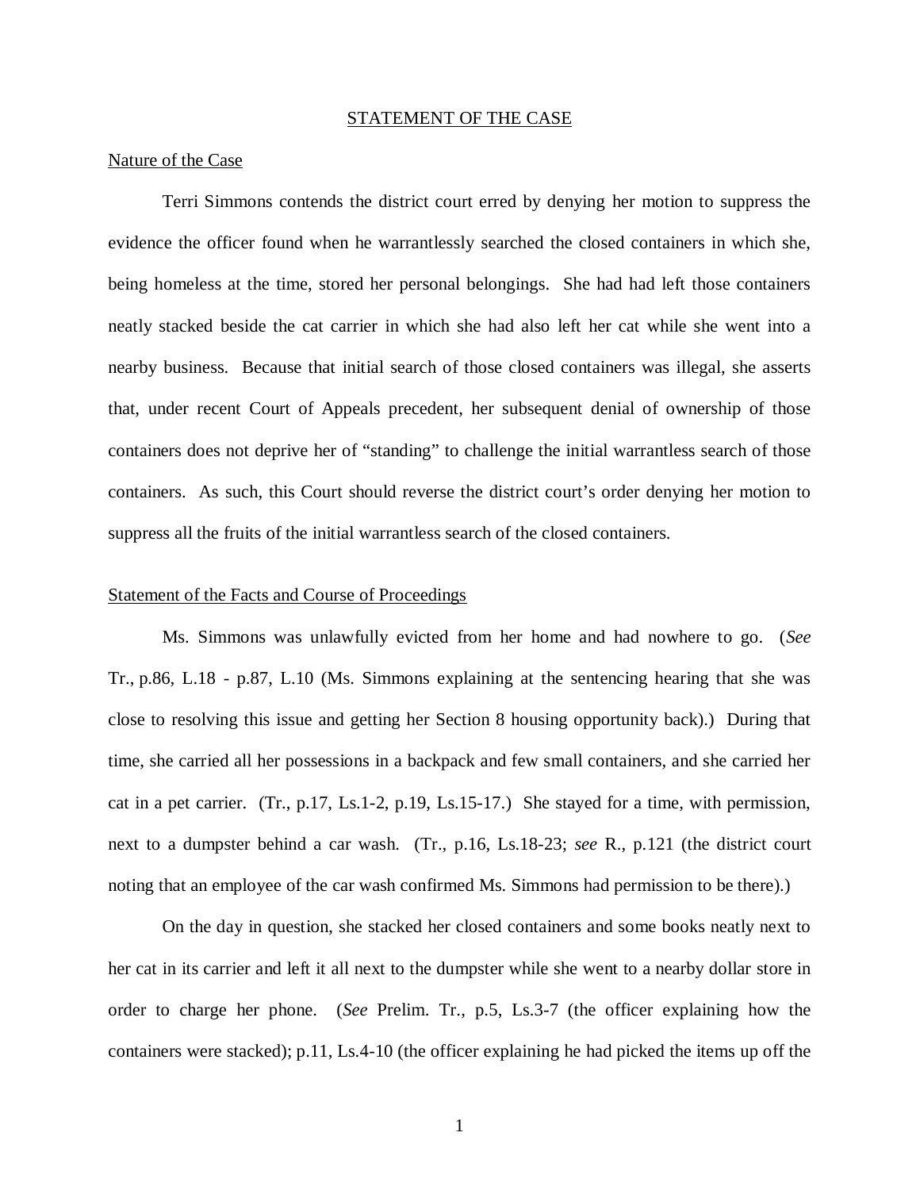## STATEMENT OF THE CASE

### Nature of the Case

Terri Simmons contends the district court erred by denying her motion to suppress the evidence the officer found when he warrantlessly searched the closed containers in which she, being homeless at the time, stored her personal belongings. She had had left those containers neatly stacked beside the cat carrier in which she had also left her cat while she went into a nearby business. Because that initial search of those closed containers was illegal, she asserts that, under recent Court of Appeals precedent, her subsequent denial of ownership of those containers does not deprive her of "standing" to challenge the initial warrantless search of those containers. As such, this Court should reverse the district court's order denying her motion to suppress all the fruits of the initial warrantless search of the closed containers.

### Statement of the Facts and Course of Proceedings

Ms. Simmons was unlawfully evicted from her home and had nowhere to go. (*See* Tr., p.86, L.18 - p.87, L.10 (Ms. Simmons explaining at the sentencing hearing that she was close to resolving this issue and getting her Section 8 housing opportunity back).) During that time, she carried all her possessions in a backpack and few small containers, and she carried her cat in a pet carrier. (Tr., p.17, Ls.1-2, p.19, Ls.15-17.) She stayed for a time, with permission, next to a dumpster behind a car wash. (Tr., p.16, Ls.18-23; *see* R., p.121 (the district court noting that an employee of the car wash confirmed Ms. Simmons had permission to be there).)

On the day in question, she stacked her closed containers and some books neatly next to her cat in its carrier and left it all next to the dumpster while she went to a nearby dollar store in order to charge her phone. (*See* Prelim. Tr., p.5, Ls.3-7 (the officer explaining how the containers were stacked); p.11, Ls.4-10 (the officer explaining he had picked the items up off the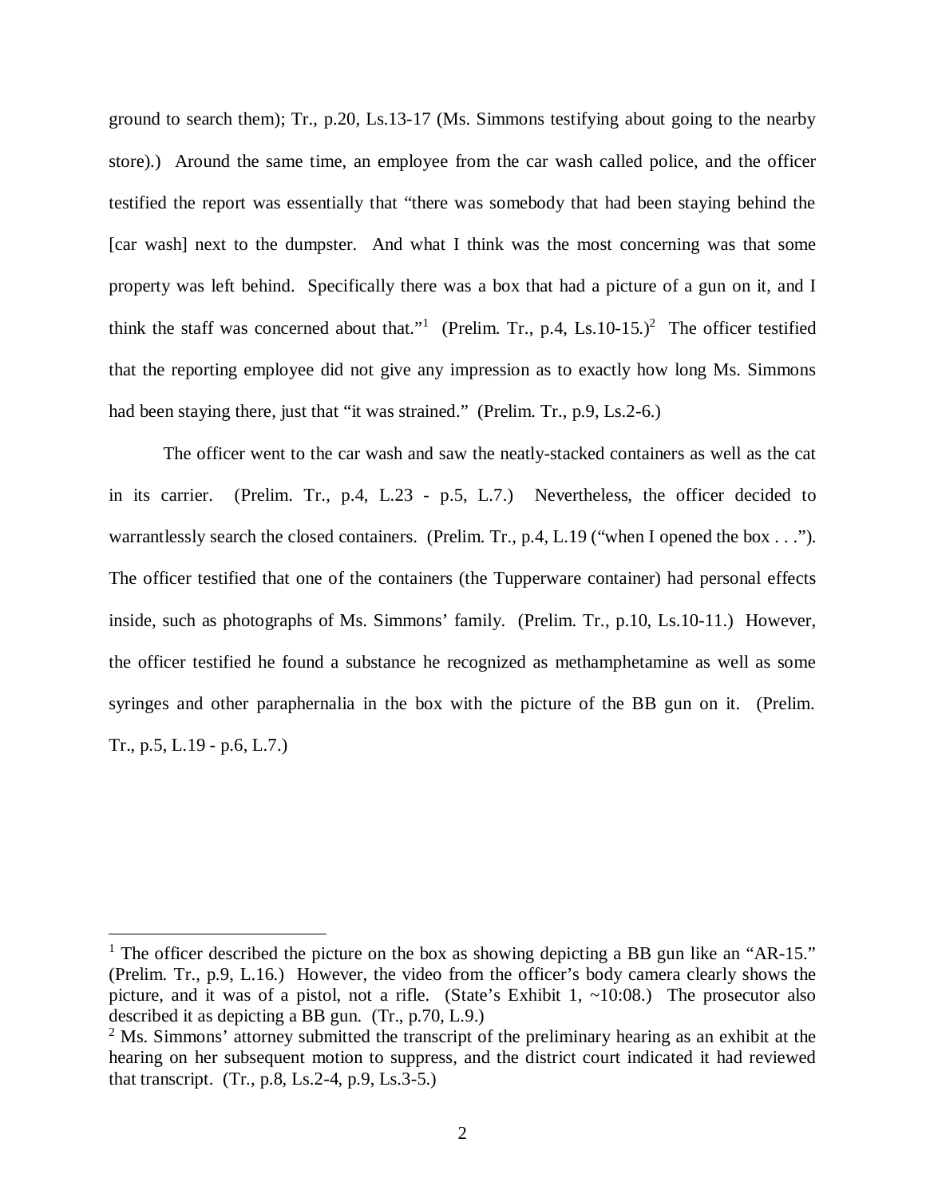ground to search them); Tr., p.20, Ls.13-17 (Ms. Simmons testifying about going to the nearby store).) Around the same time, an employee from the car wash called police, and the officer testified the report was essentially that "there was somebody that had been staying behind the [car wash] next to the dumpster. And what I think was the most concerning was that some property was left behind. Specifically there was a box that had a picture of a gun on it, and I think the staff was concerned about that."[1] (Prelim. Tr., p.4, Ls.10-15.)[2] The officer testified that the reporting employee did not give any impression as to exactly how long Ms. Simmons had been staying there, just that "it was strained." (Prelim. Tr., p.9, Ls.2-6.)

The officer went to the car wash and saw the neatly-stacked containers as well as the cat in its carrier. (Prelim. Tr., p.4, L.23 - p.5, L.7.) Nevertheless, the officer decided to warrantlessly search the closed containers. (Prelim. Tr., p.4, L.19 ("when I opened the box . . ."). The officer testified that one of the containers (the Tupperware container) had personal effects inside, such as photographs of Ms. Simmons' family. (Prelim. Tr., p.10, Ls.10-11.) However, the officer testified he found a substance he recognized as methamphetamine as well as some syringes and other paraphernalia in the box with the picture of the BB gun on it. (Prelim. Tr., p.5, L.19 - p.6, L.7.)

---

[1] The officer described the picture on the box as showing depicting a BB gun like an "AR-15." (Prelim. Tr., p.9, L.16.) However, the video from the officer's body camera clearly shows the picture, and it was of a pistol, not a rifle. (State's Exhibit 1, ~10:08.) The prosecutor also described it as depicting a BB gun. (Tr., p.70, L.9.)

[2] Ms. Simmons' attorney submitted the transcript of the preliminary hearing as an exhibit at the hearing on her subsequent motion to suppress, and the district court indicated it had reviewed that transcript. (Tr., p.8, Ls.2-4, p.9, Ls.3-5.)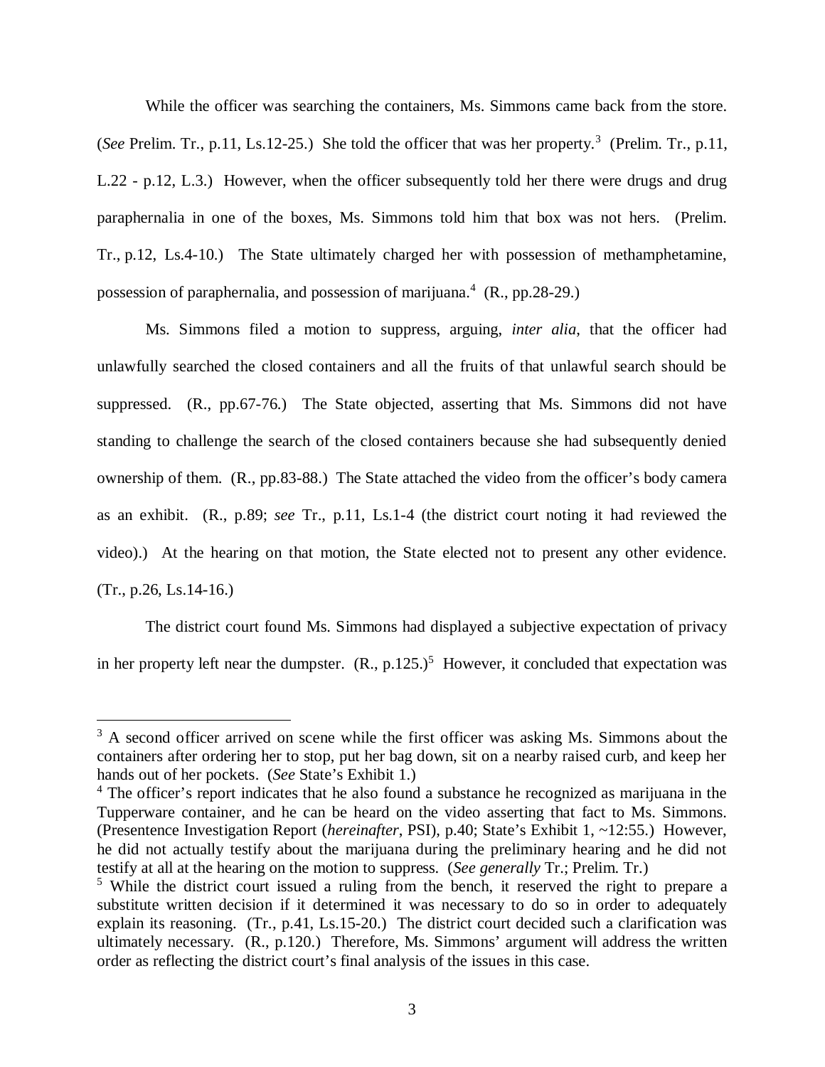While the officer was searching the containers, Ms. Simmons came back from the store. (*See* Prelim. Tr., p.11, Ls.12-25.) She told the officer that was her property.[3] (Prelim. Tr., p.11, L.22 - p.12, L.3.) However, when the officer subsequently told her there were drugs and drug paraphernalia in one of the boxes, Ms. Simmons told him that box was not hers. (Prelim. Tr., p.12, Ls.4-10.) The State ultimately charged her with possession of methamphetamine, possession of paraphernalia, and possession of marijuana.[4] (R., pp.28-29.)

Ms. Simmons filed a motion to suppress, arguing, *inter alia*, that the officer had unlawfully searched the closed containers and all the fruits of that unlawful search should be suppressed. (R., pp.67-76.) The State objected, asserting that Ms. Simmons did not have standing to challenge the search of the closed containers because she had subsequently denied ownership of them. (R., pp.83-88.) The State attached the video from the officer's body camera as an exhibit. (R., p.89; *see* Tr., p.11, Ls.1-4 (the district court noting it had reviewed the video).) At the hearing on that motion, the State elected not to present any other evidence. (Tr., p.26, Ls.14-16.)

The district court found Ms. Simmons had displayed a subjective expectation of privacy in her property left near the dumpster. (R., p.125.)[5] However, it concluded that expectation was

---

[3] A second officer arrived on scene while the first officer was asking Ms. Simmons about the containers after ordering her to stop, put her bag down, sit on a nearby raised curb, and keep her hands out of her pockets. (*See* State's Exhibit 1.)

[4] The officer's report indicates that he also found a substance he recognized as marijuana in the Tupperware container, and he can be heard on the video asserting that fact to Ms. Simmons. (Presentence Investigation Report (*hereinafter*, PSI), p.40; State's Exhibit 1, ~12:55.) However, he did not actually testify about the marijuana during the preliminary hearing and he did not testify at all at the hearing on the motion to suppress. (*See generally* Tr.; Prelim. Tr.)

[5] While the district court issued a ruling from the bench, it reserved the right to prepare a substitute written decision if it determined it was necessary to do so in order to adequately explain its reasoning. (Tr., p.41, Ls.15-20.) The district court decided such a clarification was ultimately necessary. (R., p.120.) Therefore, Ms. Simmons' argument will address the written order as reflecting the district court's final analysis of the issues in this case.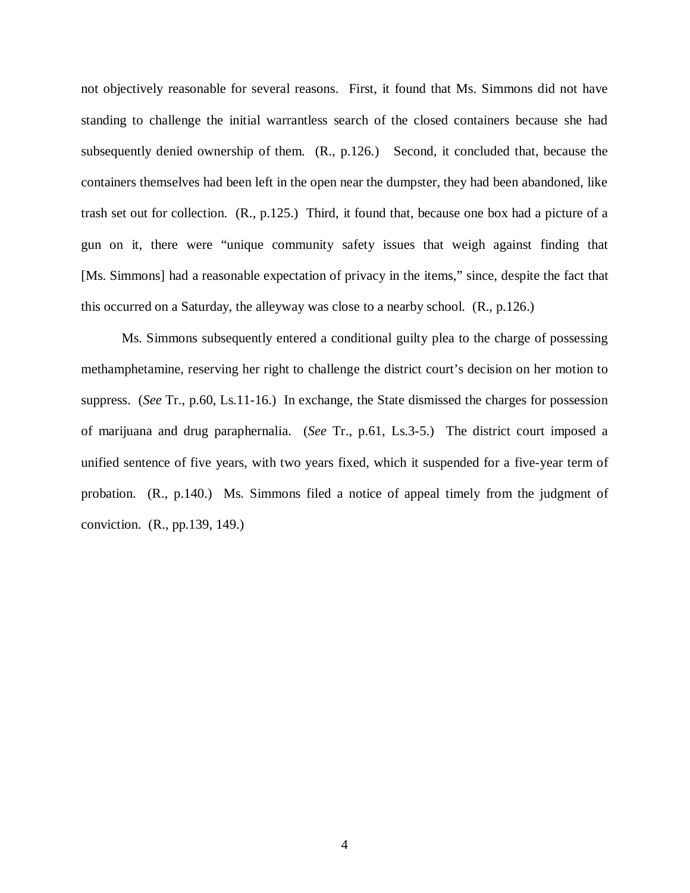not objectively reasonable for several reasons. First, it found that Ms. Simmons did not have standing to challenge the initial warrantless search of the closed containers because she had subsequently denied ownership of them. (R., p.126.) Second, it concluded that, because the containers themselves had been left in the open near the dumpster, they had been abandoned, like trash set out for collection. (R., p.125.) Third, it found that, because one box had a picture of a gun on it, there were "unique community safety issues that weigh against finding that [Ms. Simmons] had a reasonable expectation of privacy in the items," since, despite the fact that this occurred on a Saturday, the alleyway was close to a nearby school. (R., p.126.)

Ms. Simmons subsequently entered a conditional guilty plea to the charge of possessing methamphetamine, reserving her right to challenge the district court's decision on her motion to suppress. (*See* Tr., p.60, Ls.11-16.) In exchange, the State dismissed the charges for possession of marijuana and drug paraphernalia. (*See* Tr., p.61, Ls.3-5.) The district court imposed a unified sentence of five years, with two years fixed, which it suspended for a five-year term of probation. (R., p.140.) Ms. Simmons filed a notice of appeal timely from the judgment of conviction. (R., pp.139, 149.)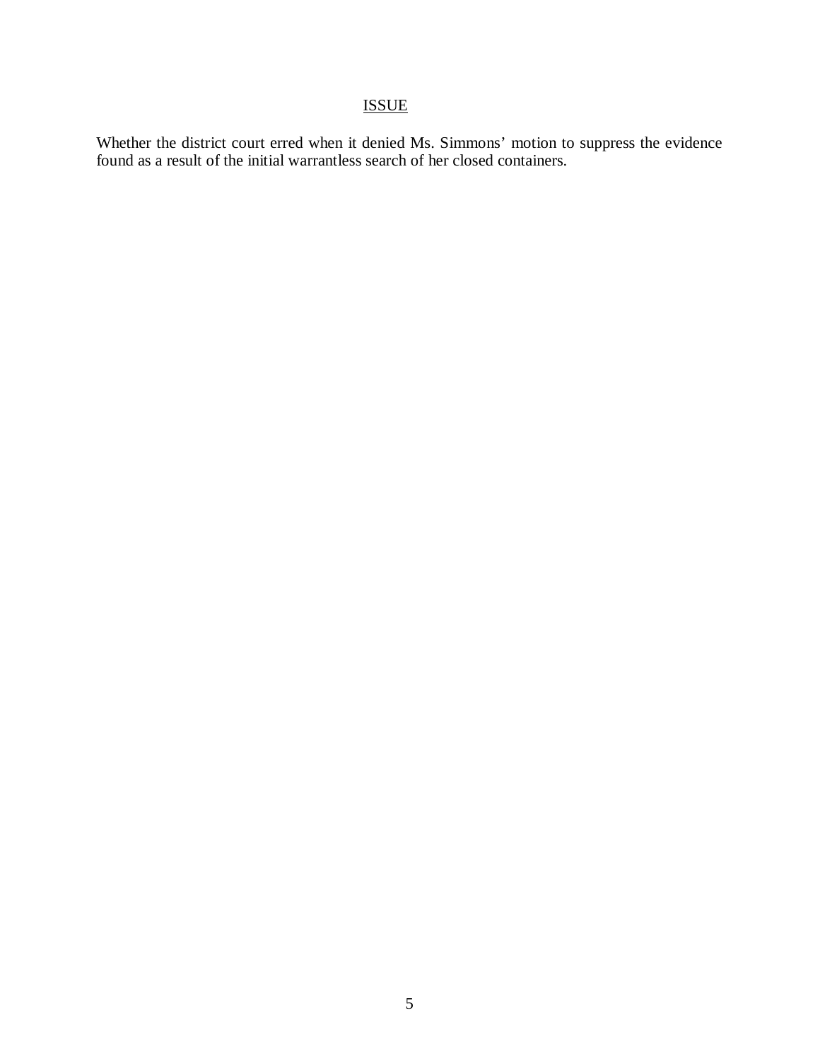## ISSUE

Whether the district court erred when it denied Ms. Simmons' motion to suppress the evidence found as a result of the initial warrantless search of her closed containers.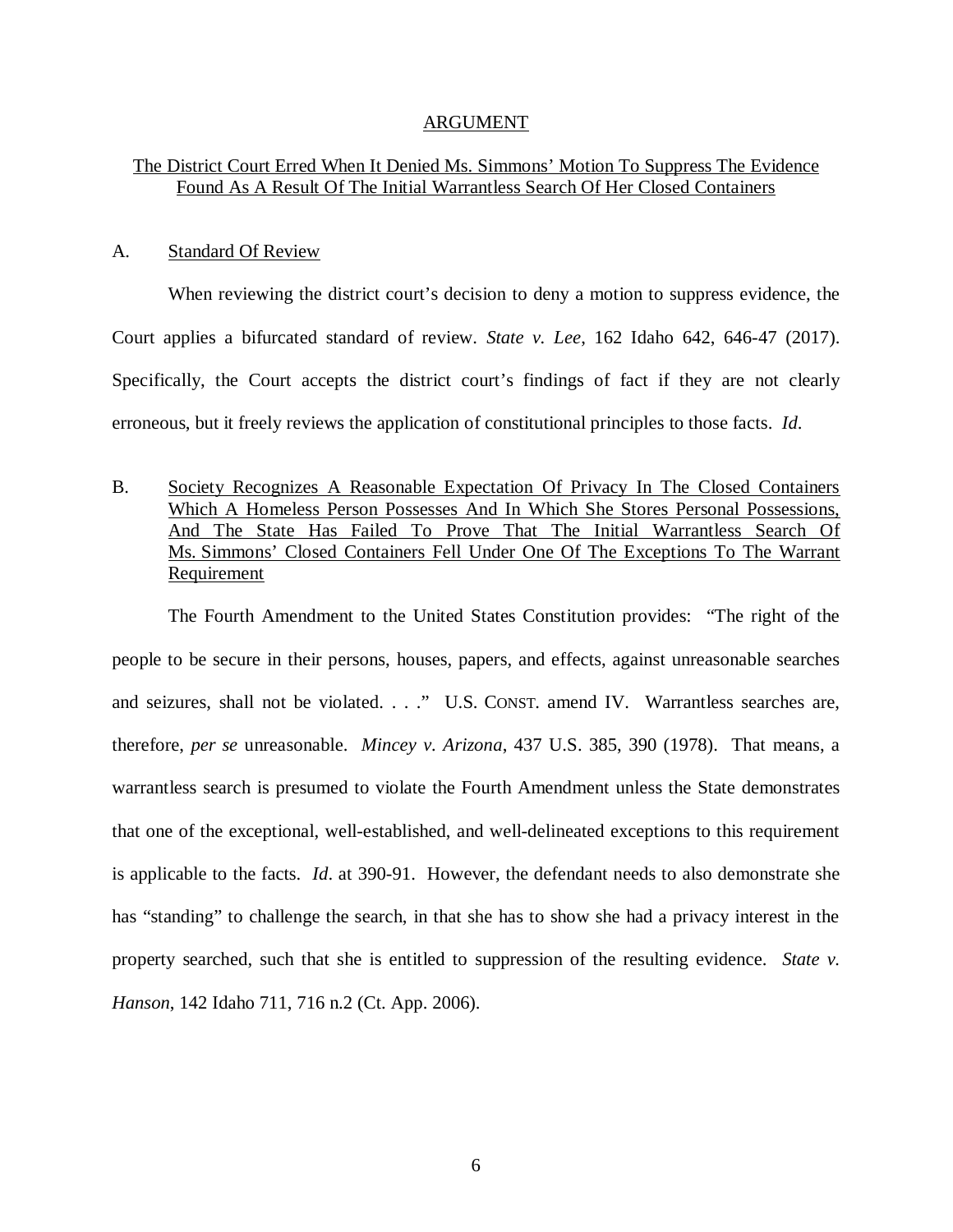## ARGUMENT

### The District Court Erred When It Denied Ms. Simmons' Motion To Suppress The Evidence Found As A Result Of The Initial Warrantless Search Of Her Closed Containers

#### A. Standard Of Review

When reviewing the district court's decision to deny a motion to suppress evidence, the Court applies a bifurcated standard of review. *State v. Lee*, 162 Idaho 642, 646-47 (2017). Specifically, the Court accepts the district court's findings of fact if they are not clearly erroneous, but it freely reviews the application of constitutional principles to those facts. *Id*.

#### B. Society Recognizes A Reasonable Expectation Of Privacy In The Closed Containers Which A Homeless Person Possesses And In Which She Stores Personal Possessions, And The State Has Failed To Prove That The Initial Warrantless Search Of Ms. Simmons' Closed Containers Fell Under One Of The Exceptions To The Warrant Requirement

The Fourth Amendment to the United States Constitution provides: "The right of the people to be secure in their persons, houses, papers, and effects, against unreasonable searches and seizures, shall not be violated. . . ." U.S. CONST. amend IV. Warrantless searches are, therefore, *per se* unreasonable. *Mincey v. Arizona*, 437 U.S. 385, 390 (1978). That means, a warrantless search is presumed to violate the Fourth Amendment unless the State demonstrates that one of the exceptional, well-established, and well-delineated exceptions to this requirement is applicable to the facts. *Id*. at 390-91. However, the defendant needs to also demonstrate she has "standing" to challenge the search, in that she has to show she had a privacy interest in the property searched, such that she is entitled to suppression of the resulting evidence. *State v. Hanson*, 142 Idaho 711, 716 n.2 (Ct. App. 2006).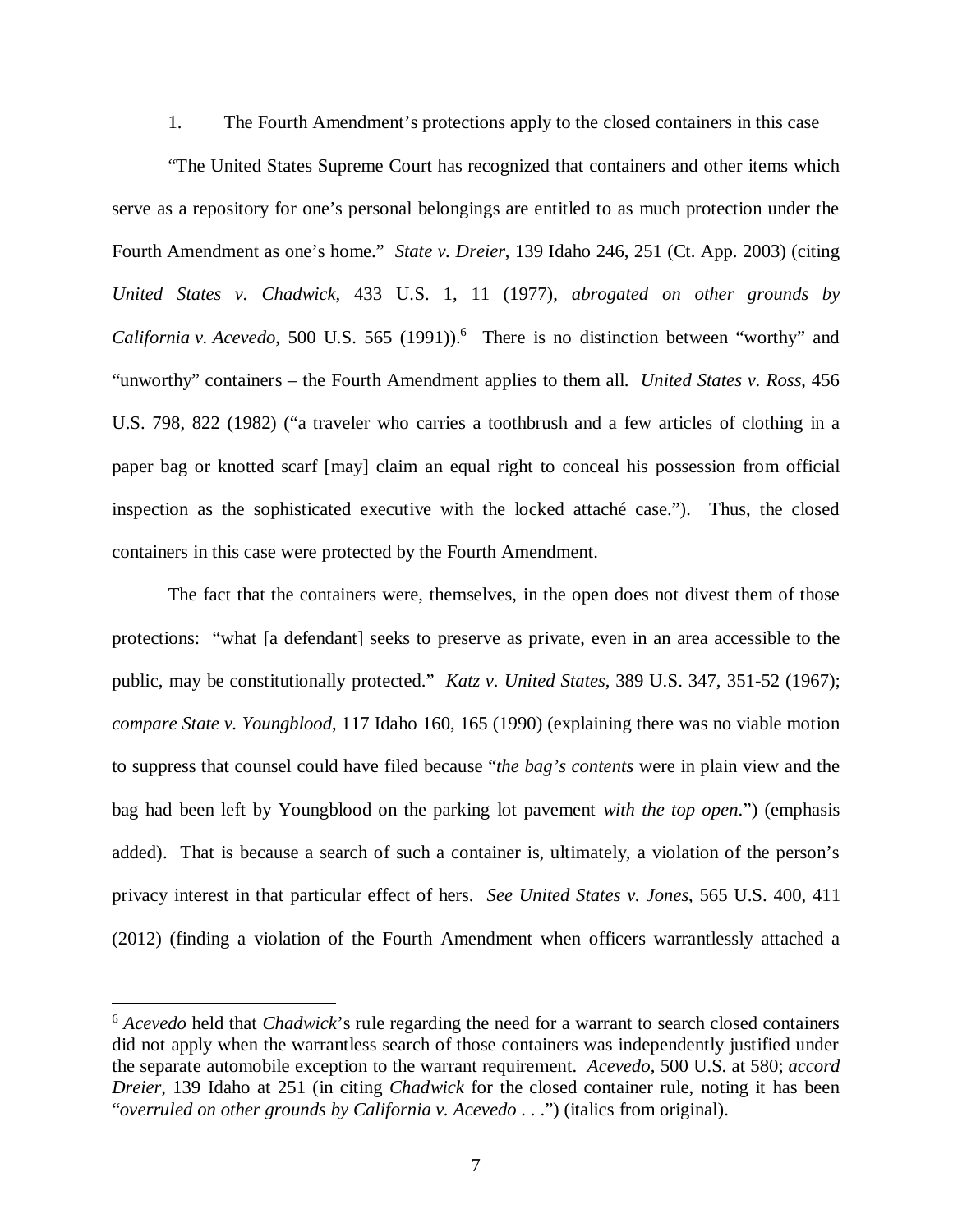### 1. The Fourth Amendment's protections apply to the closed containers in this case

"The United States Supreme Court has recognized that containers and other items which serve as a repository for one's personal belongings are entitled to as much protection under the Fourth Amendment as one's home." *State v. Dreier*, 139 Idaho 246, 251 (Ct. App. 2003) (citing *United States v. Chadwick*, 433 U.S. 1, 11 (1977), *abrogated on other grounds by California v. Acevedo*, 500 U.S. 565 (1991)).[6] There is no distinction between "worthy" and "unworthy" containers – the Fourth Amendment applies to them all. *United States v. Ross*, 456 U.S. 798, 822 (1982) ("a traveler who carries a toothbrush and a few articles of clothing in a paper bag or knotted scarf [may] claim an equal right to conceal his possession from official inspection as the sophisticated executive with the locked attaché case."). Thus, the closed containers in this case were protected by the Fourth Amendment.

The fact that the containers were, themselves, in the open does not divest them of those protections: "what [a defendant] seeks to preserve as private, even in an area accessible to the public, may be constitutionally protected." *Katz v. United States*, 389 U.S. 347, 351-52 (1967); *compare State v. Youngblood*, 117 Idaho 160, 165 (1990) (explaining there was no viable motion to suppress that counsel could have filed because "*the bag's contents* were in plain view and the bag had been left by Youngblood on the parking lot pavement *with the top open*.") (emphasis added). That is because a search of such a container is, ultimately, a violation of the person's privacy interest in that particular effect of hers. *See United States v. Jones*, 565 U.S. 400, 411 (2012) (finding a violation of the Fourth Amendment when officers warrantlessly attached a

---

[6] *Acevedo* held that *Chadwick*'s rule regarding the need for a warrant to search closed containers did not apply when the warrantless search of those containers was independently justified under the separate automobile exception to the warrant requirement. *Acevedo*, 500 U.S. at 580; *accord Dreier*, 139 Idaho at 251 (in citing *Chadwick* for the closed container rule, noting it has been "*overruled on other grounds by California v. Acevedo . . .*") (italics from original).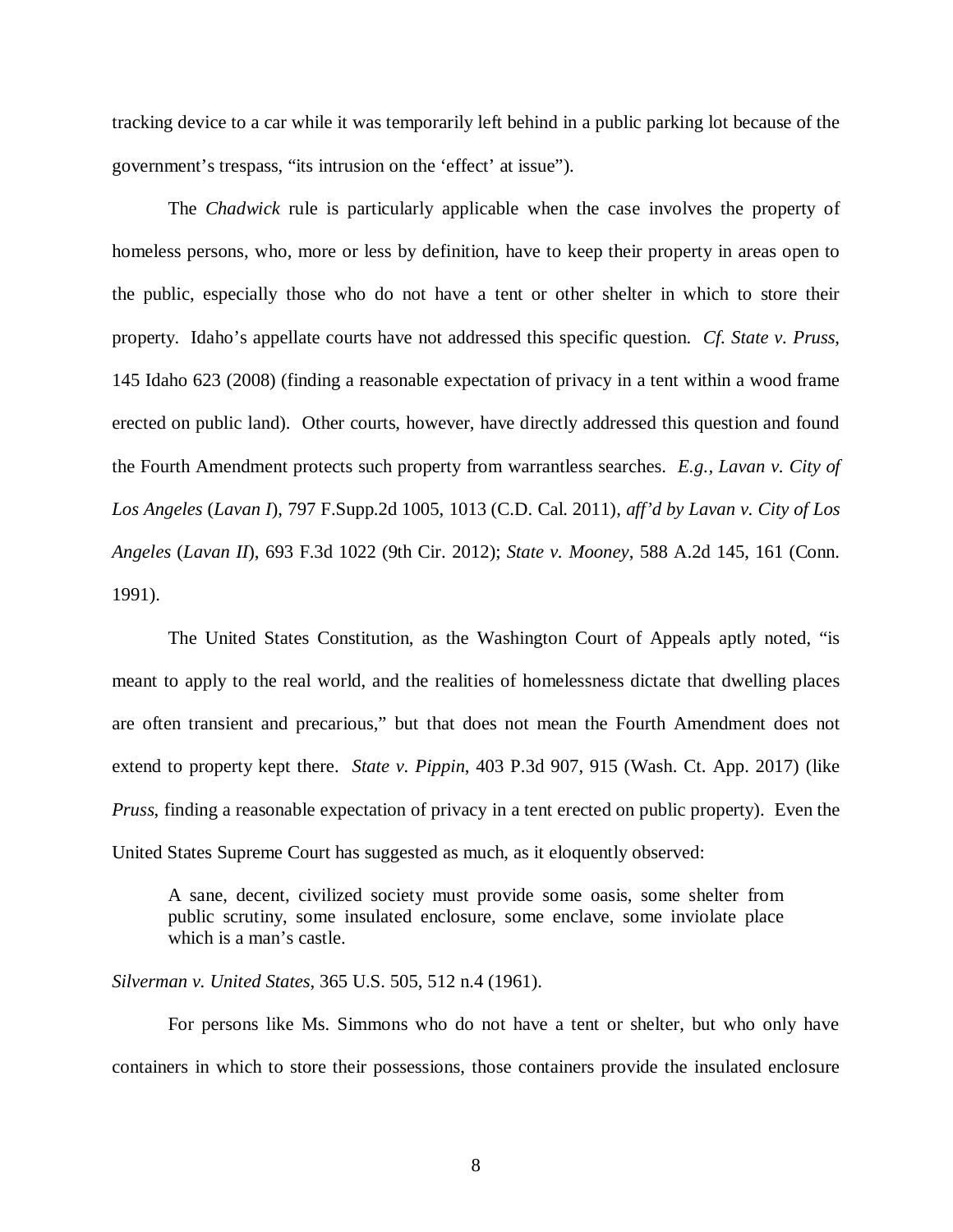tracking device to a car while it was temporarily left behind in a public parking lot because of the government's trespass, "its intrusion on the 'effect' at issue").

The *Chadwick* rule is particularly applicable when the case involves the property of homeless persons, who, more or less by definition, have to keep their property in areas open to the public, especially those who do not have a tent or other shelter in which to store their property. Idaho's appellate courts have not addressed this specific question. *Cf. State v. Pruss*, 145 Idaho 623 (2008) (finding a reasonable expectation of privacy in a tent within a wood frame erected on public land). Other courts, however, have directly addressed this question and found the Fourth Amendment protects such property from warrantless searches. *E.g.*, *Lavan v. City of Los Angeles* (*Lavan I*), 797 F.Supp.2d 1005, 1013 (C.D. Cal. 2011), *aff'd by Lavan v. City of Los Angeles* (*Lavan II*), 693 F.3d 1022 (9th Cir. 2012); *State v. Mooney*, 588 A.2d 145, 161 (Conn. 1991).

The United States Constitution, as the Washington Court of Appeals aptly noted, "is meant to apply to the real world, and the realities of homelessness dictate that dwelling places are often transient and precarious," but that does not mean the Fourth Amendment does not extend to property kept there. *State v. Pippin*, 403 P.3d 907, 915 (Wash. Ct. App. 2017) (like *Pruss*, finding a reasonable expectation of privacy in a tent erected on public property). Even the United States Supreme Court has suggested as much, as it eloquently observed:

> A sane, decent, civilized society must provide some oasis, some shelter from public scrutiny, some insulated enclosure, some enclave, some inviolate place which is a man's castle.

*Silverman v. United States*, 365 U.S. 505, 512 n.4 (1961).

For persons like Ms. Simmons who do not have a tent or shelter, but who only have containers in which to store their possessions, those containers provide the insulated enclosure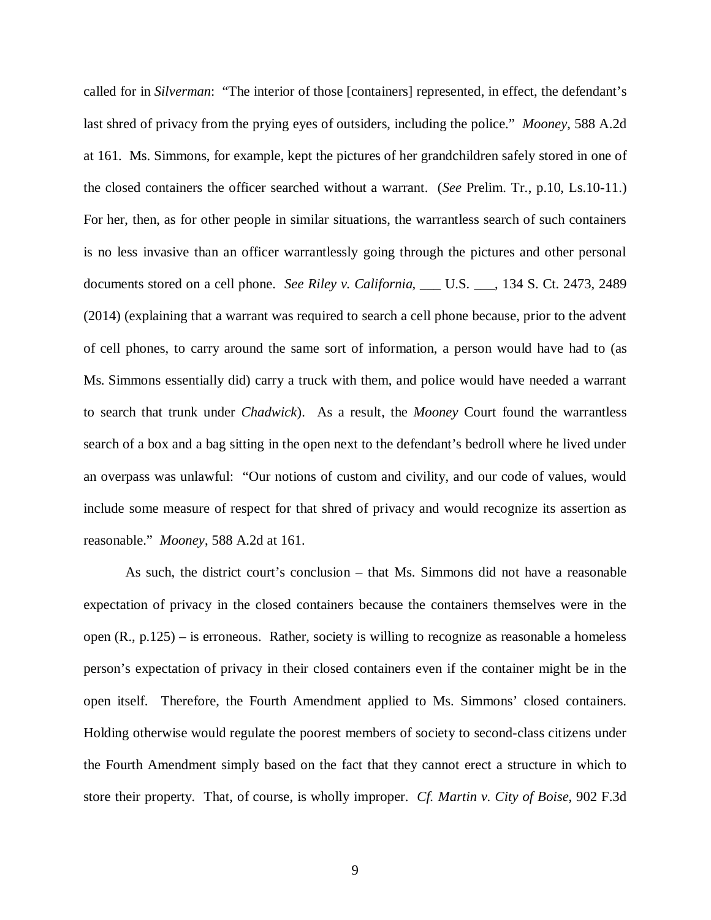called for in *Silverman*: "The interior of those [containers] represented, in effect, the defendant's last shred of privacy from the prying eyes of outsiders, including the police." *Mooney*, 588 A.2d at 161. Ms. Simmons, for example, kept the pictures of her grandchildren safely stored in one of the closed containers the officer searched without a warrant. (*See* Prelim. Tr., p.10, Ls.10-11.) For her, then, as for other people in similar situations, the warrantless search of such containers is no less invasive than an officer warrantlessly going through the pictures and other personal documents stored on a cell phone. *See Riley v. California*, ___ U.S. ___, 134 S. Ct. 2473, 2489 (2014) (explaining that a warrant was required to search a cell phone because, prior to the advent of cell phones, to carry around the same sort of information, a person would have had to (as Ms. Simmons essentially did) carry a truck with them, and police would have needed a warrant to search that trunk under *Chadwick*). As a result, the *Mooney* Court found the warrantless search of a box and a bag sitting in the open next to the defendant's bedroll where he lived under an overpass was unlawful: "Our notions of custom and civility, and our code of values, would include some measure of respect for that shred of privacy and would recognize its assertion as reasonable." *Mooney*, 588 A.2d at 161.

As such, the district court's conclusion – that Ms. Simmons did not have a reasonable expectation of privacy in the closed containers because the containers themselves were in the open (R., p.125) – is erroneous. Rather, society is willing to recognize as reasonable a homeless person's expectation of privacy in their closed containers even if the container might be in the open itself. Therefore, the Fourth Amendment applied to Ms. Simmons' closed containers. Holding otherwise would regulate the poorest members of society to second-class citizens under the Fourth Amendment simply based on the fact that they cannot erect a structure in which to store their property. That, of course, is wholly improper. *Cf. Martin v. City of Boise*, 902 F.3d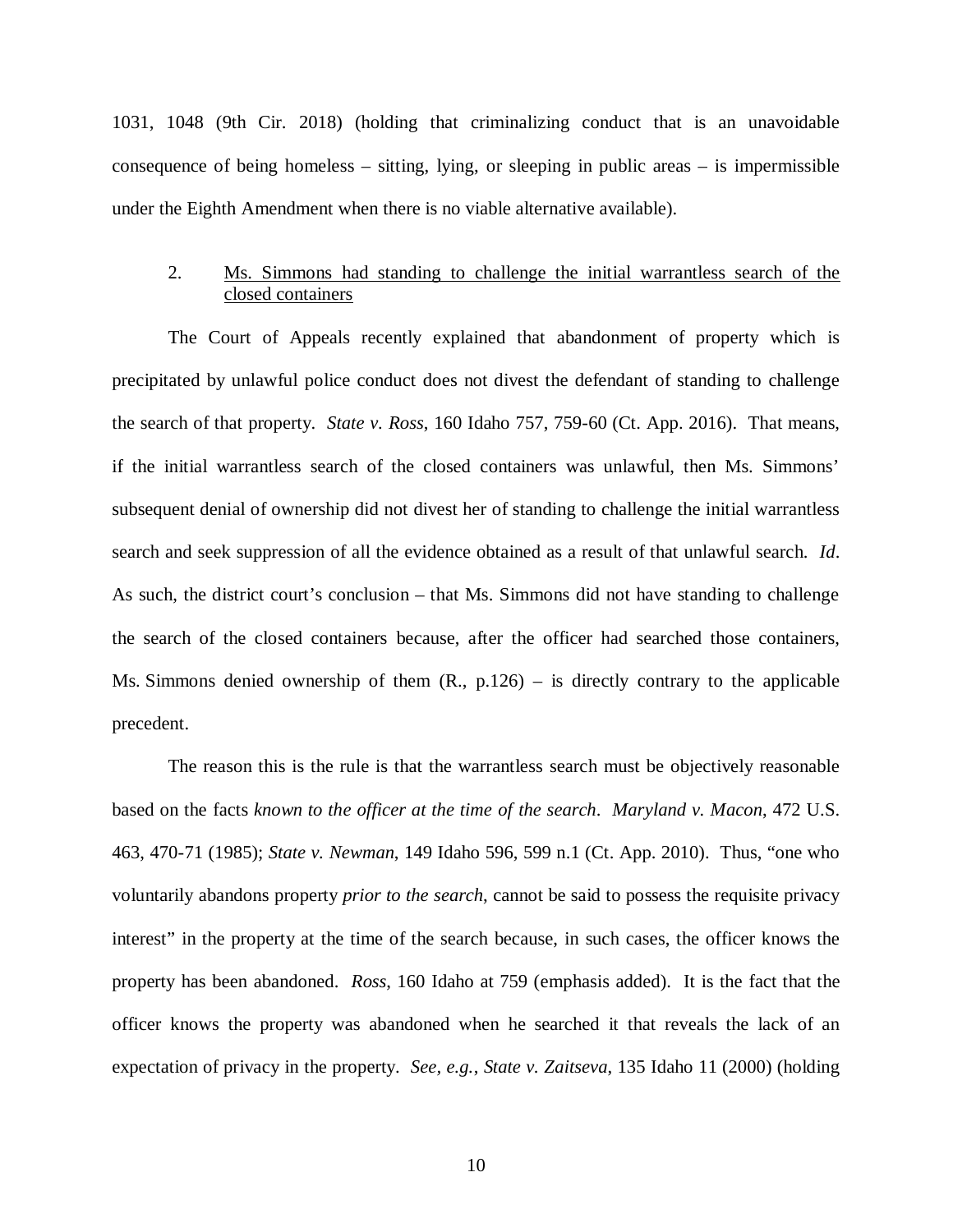1031, 1048 (9th Cir. 2018) (holding that criminalizing conduct that is an unavoidable consequence of being homeless – sitting, lying, or sleeping in public areas – is impermissible under the Eighth Amendment when there is no viable alternative available).

2. Ms. Simmons had standing to challenge the initial warrantless search of the closed containers

The Court of Appeals recently explained that abandonment of property which is precipitated by unlawful police conduct does not divest the defendant of standing to challenge the search of that property. *State v. Ross*, 160 Idaho 757, 759-60 (Ct. App. 2016). That means, if the initial warrantless search of the closed containers was unlawful, then Ms. Simmons' subsequent denial of ownership did not divest her of standing to challenge the initial warrantless search and seek suppression of all the evidence obtained as a result of that unlawful search. *Id*. As such, the district court's conclusion – that Ms. Simmons did not have standing to challenge the search of the closed containers because, after the officer had searched those containers, Ms. Simmons denied ownership of them (R., p.126) – is directly contrary to the applicable precedent.

The reason this is the rule is that the warrantless search must be objectively reasonable based on the facts *known to the officer at the time of the search*. *Maryland v. Macon*, 472 U.S. 463, 470-71 (1985); *State v. Newman*, 149 Idaho 596, 599 n.1 (Ct. App. 2010). Thus, "one who voluntarily abandons property *prior to the search*, cannot be said to possess the requisite privacy interest" in the property at the time of the search because, in such cases, the officer knows the property has been abandoned. *Ross*, 160 Idaho at 759 (emphasis added). It is the fact that the officer knows the property was abandoned when he searched it that reveals the lack of an expectation of privacy in the property. *See, e.g.*, *State v. Zaitseva*, 135 Idaho 11 (2000) (holding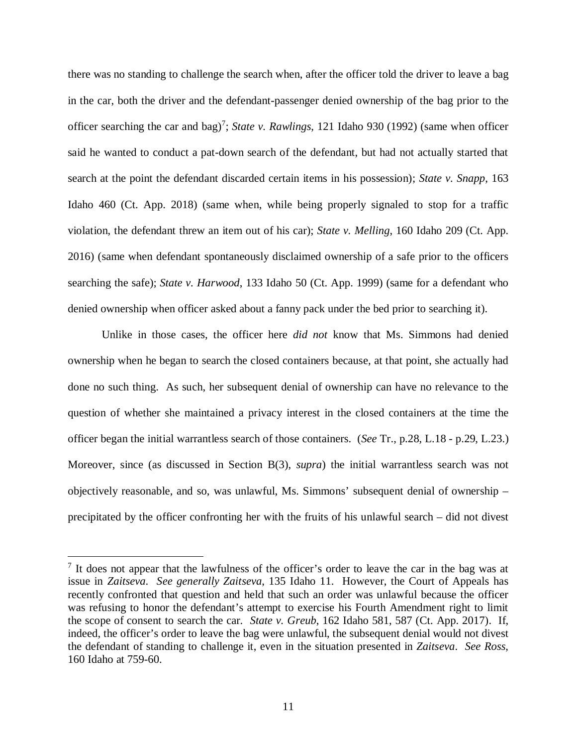there was no standing to challenge the search when, after the officer told the driver to leave a bag in the car, both the driver and the defendant-passenger denied ownership of the bag prior to the officer searching the car and bag)[7]; *State v. Rawlings*, 121 Idaho 930 (1992) (same when officer said he wanted to conduct a pat-down search of the defendant, but had not actually started that search at the point the defendant discarded certain items in his possession); *State v. Snapp*, 163 Idaho 460 (Ct. App. 2018) (same when, while being properly signaled to stop for a traffic violation, the defendant threw an item out of his car); *State v. Melling*, 160 Idaho 209 (Ct. App. 2016) (same when defendant spontaneously disclaimed ownership of a safe prior to the officers searching the safe); *State v. Harwood*, 133 Idaho 50 (Ct. App. 1999) (same for a defendant who denied ownership when officer asked about a fanny pack under the bed prior to searching it).

Unlike in those cases, the officer here *did not* know that Ms. Simmons had denied ownership when he began to search the closed containers because, at that point, she actually had done no such thing. As such, her subsequent denial of ownership can have no relevance to the question of whether she maintained a privacy interest in the closed containers at the time the officer began the initial warrantless search of those containers. (*See* Tr., p.28, L.18 - p.29, L.23.) Moreover, since (as discussed in Section B(3), *supra*) the initial warrantless search was not objectively reasonable, and so, was unlawful, Ms. Simmons' subsequent denial of ownership – precipitated by the officer confronting her with the fruits of his unlawful search – did not divest

[7] It does not appear that the lawfulness of the officer's order to leave the car in the bag was at issue in *Zaitseva*. *See generally Zaitseva*, 135 Idaho 11. However, the Court of Appeals has recently confronted that question and held that such an order was unlawful because the officer was refusing to honor the defendant's attempt to exercise his Fourth Amendment right to limit the scope of consent to search the car. *State v. Greub*, 162 Idaho 581, 587 (Ct. App. 2017). If, indeed, the officer's order to leave the bag were unlawful, the subsequent denial would not divest the defendant of standing to challenge it, even in the situation presented in *Zaitseva*. *See Ross*, 160 Idaho at 759-60.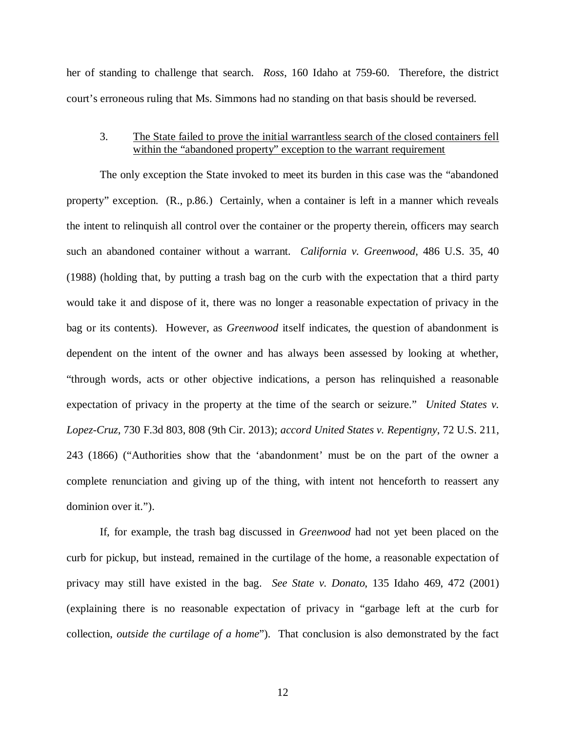her of standing to challenge that search. *Ross*, 160 Idaho at 759-60. Therefore, the district court's erroneous ruling that Ms. Simmons had no standing on that basis should be reversed.

3. <u>The State failed to prove the initial warrantless search of the closed containers fell within the "abandoned property" exception to the warrant requirement</u>

The only exception the State invoked to meet its burden in this case was the "abandoned property" exception. (R., p.86.) Certainly, when a container is left in a manner which reveals the intent to relinquish all control over the container or the property therein, officers may search such an abandoned container without a warrant. *California v. Greenwood*, 486 U.S. 35, 40 (1988) (holding that, by putting a trash bag on the curb with the expectation that a third party would take it and dispose of it, there was no longer a reasonable expectation of privacy in the bag or its contents). However, as *Greenwood* itself indicates, the question of abandonment is dependent on the intent of the owner and has always been assessed by looking at whether, "through words, acts or other objective indications, a person has relinquished a reasonable expectation of privacy in the property at the time of the search or seizure." *United States v. Lopez-Cruz*, 730 F.3d 803, 808 (9th Cir. 2013); *accord United States v. Repentigny*, 72 U.S. 211, 243 (1866) ("Authorities show that the 'abandonment' must be on the part of the owner a complete renunciation and giving up of the thing, with intent not henceforth to reassert any dominion over it.").

If, for example, the trash bag discussed in *Greenwood* had not yet been placed on the curb for pickup, but instead, remained in the curtilage of the home, a reasonable expectation of privacy may still have existed in the bag. *See State v. Donato*, 135 Idaho 469, 472 (2001) (explaining there is no reasonable expectation of privacy in "garbage left at the curb for collection, *outside the curtilage of a home*"). That conclusion is also demonstrated by the fact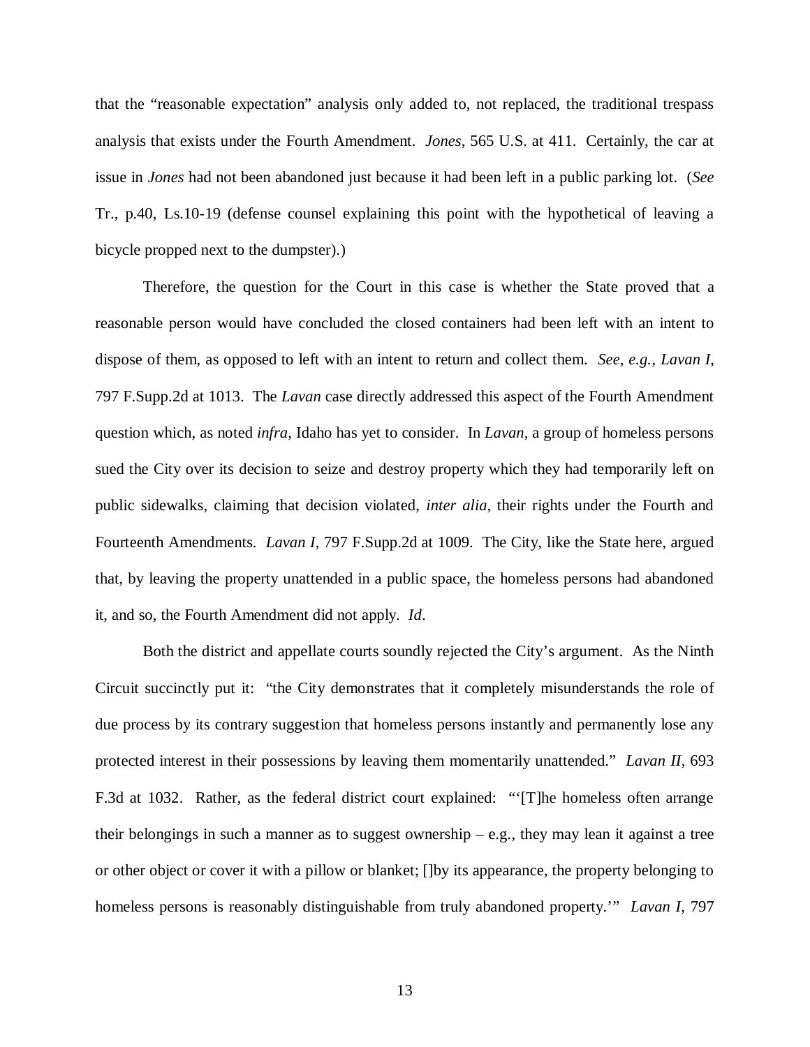that the "reasonable expectation" analysis only added to, not replaced, the traditional trespass analysis that exists under the Fourth Amendment. *Jones*, 565 U.S. at 411. Certainly, the car at issue in *Jones* had not been abandoned just because it had been left in a public parking lot. (*See* Tr., p.40, Ls.10-19 (defense counsel explaining this point with the hypothetical of leaving a bicycle propped next to the dumpster).)

Therefore, the question for the Court in this case is whether the State proved that a reasonable person would have concluded the closed containers had been left with an intent to dispose of them, as opposed to left with an intent to return and collect them. *See, e.g.*, *Lavan I*, 797 F.Supp.2d at 1013. The *Lavan* case directly addressed this aspect of the Fourth Amendment question which, as noted *infra*, Idaho has yet to consider. In *Lavan*, a group of homeless persons sued the City over its decision to seize and destroy property which they had temporarily left on public sidewalks, claiming that decision violated, *inter alia*, their rights under the Fourth and Fourteenth Amendments. *Lavan I*, 797 F.Supp.2d at 1009. The City, like the State here, argued that, by leaving the property unattended in a public space, the homeless persons had abandoned it, and so, the Fourth Amendment did not apply. *Id*.

Both the district and appellate courts soundly rejected the City's argument. As the Ninth Circuit succinctly put it: "the City demonstrates that it completely misunderstands the role of due process by its contrary suggestion that homeless persons instantly and permanently lose any protected interest in their possessions by leaving them momentarily unattended." *Lavan II*, 693 F.3d at 1032. Rather, as the federal district court explained: "'[T]he homeless often arrange their belongings in such a manner as to suggest ownership – e.g., they may lean it against a tree or other object or cover it with a pillow or blanket; []by its appearance, the property belonging to homeless persons is reasonably distinguishable from truly abandoned property.'" *Lavan I*, 797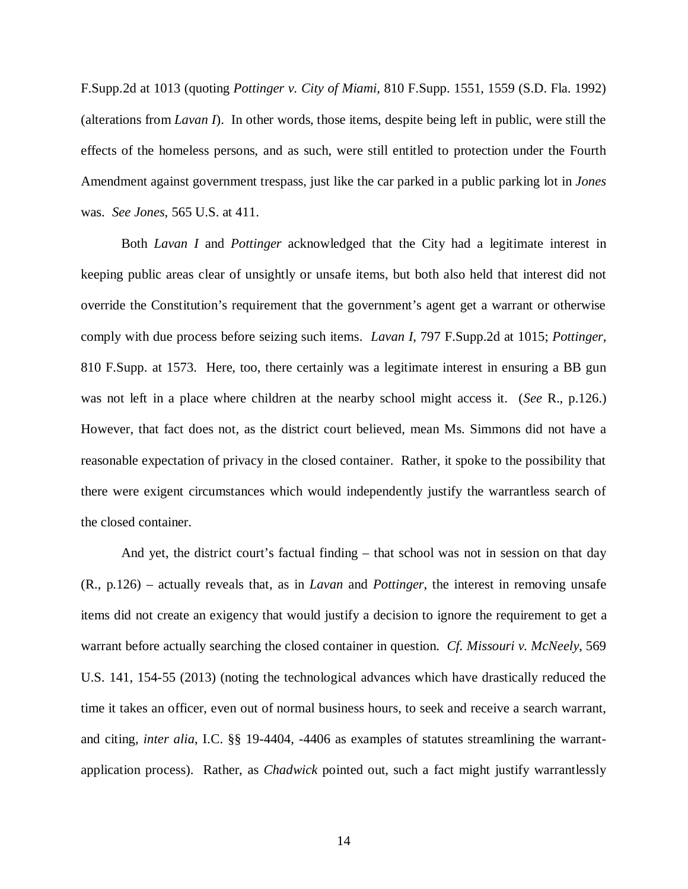F.Supp.2d at 1013 (quoting *Pottinger v. City of Miami*, 810 F.Supp. 1551, 1559 (S.D. Fla. 1992) (alterations from *Lavan I*). In other words, those items, despite being left in public, were still the effects of the homeless persons, and as such, were still entitled to protection under the Fourth Amendment against government trespass, just like the car parked in a public parking lot in *Jones* was. *See Jones*, 565 U.S. at 411.

Both *Lavan I* and *Pottinger* acknowledged that the City had a legitimate interest in keeping public areas clear of unsightly or unsafe items, but both also held that interest did not override the Constitution's requirement that the government's agent get a warrant or otherwise comply with due process before seizing such items. *Lavan I*, 797 F.Supp.2d at 1015; *Pottinger*, 810 F.Supp. at 1573. Here, too, there certainly was a legitimate interest in ensuring a BB gun was not left in a place where children at the nearby school might access it. (*See* R., p.126.) However, that fact does not, as the district court believed, mean Ms. Simmons did not have a reasonable expectation of privacy in the closed container. Rather, it spoke to the possibility that there were exigent circumstances which would independently justify the warrantless search of the closed container.

And yet, the district court's factual finding – that school was not in session on that day (R., p.126) – actually reveals that, as in *Lavan* and *Pottinger*, the interest in removing unsafe items did not create an exigency that would justify a decision to ignore the requirement to get a warrant before actually searching the closed container in question. *Cf. Missouri v. McNeely*, 569 U.S. 141, 154-55 (2013) (noting the technological advances which have drastically reduced the time it takes an officer, even out of normal business hours, to seek and receive a search warrant, and citing, *inter alia*, I.C. §§ 19-4404, -4406 as examples of statutes streamlining the warrant-application process). Rather, as *Chadwick* pointed out, such a fact might justify warrantlessly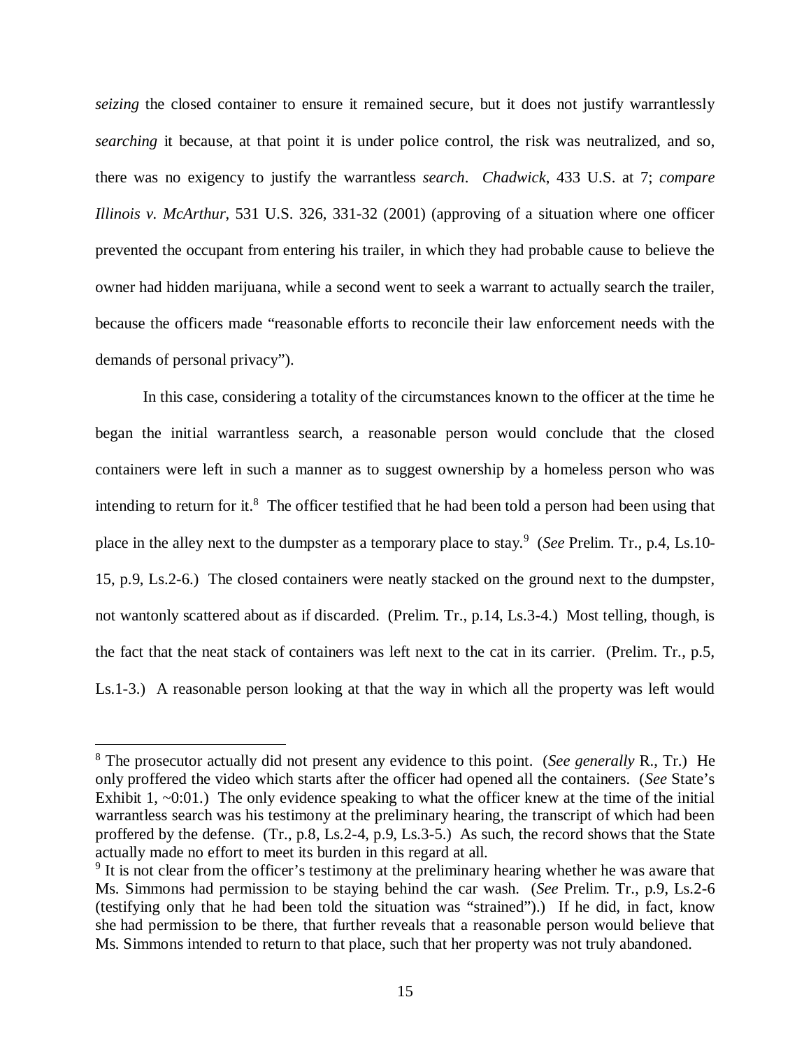*seizing* the closed container to ensure it remained secure, but it does not justify warrantlessly *searching* it because, at that point it is under police control, the risk was neutralized, and so, there was no exigency to justify the warrantless *search*. *Chadwick*, 433 U.S. at 7; *compare Illinois v. McArthur*, 531 U.S. 326, 331-32 (2001) (approving of a situation where one officer prevented the occupant from entering his trailer, in which they had probable cause to believe the owner had hidden marijuana, while a second went to seek a warrant to actually search the trailer, because the officers made "reasonable efforts to reconcile their law enforcement needs with the demands of personal privacy").

In this case, considering a totality of the circumstances known to the officer at the time he began the initial warrantless search, a reasonable person would conclude that the closed containers were left in such a manner as to suggest ownership by a homeless person who was intending to return for it.[8] The officer testified that he had been told a person had been using that place in the alley next to the dumpster as a temporary place to stay.[9] (*See* Prelim. Tr., p.4, Ls.10-15, p.9, Ls.2-6.) The closed containers were neatly stacked on the ground next to the dumpster, not wantonly scattered about as if discarded. (Prelim. Tr., p.14, Ls.3-4.) Most telling, though, is the fact that the neat stack of containers was left next to the cat in its carrier. (Prelim. Tr., p.5, Ls.1-3.) A reasonable person looking at that the way in which all the property was left would

---

[8] The prosecutor actually did not present any evidence to this point. (*See generally* R., Tr.) He only proffered the video which starts after the officer had opened all the containers. (*See* State's Exhibit 1, ~0:01.) The only evidence speaking to what the officer knew at the time of the initial warrantless search was his testimony at the preliminary hearing, the transcript of which had been proffered by the defense. (Tr., p.8, Ls.2-4, p.9, Ls.3-5.) As such, the record shows that the State actually made no effort to meet its burden in this regard at all.

[9] It is not clear from the officer's testimony at the preliminary hearing whether he was aware that Ms. Simmons had permission to be staying behind the car wash. (*See* Prelim. Tr., p.9, Ls.2-6 (testifying only that he had been told the situation was "strained").) If he did, in fact, know she had permission to be there, that further reveals that a reasonable person would believe that Ms. Simmons intended to return to that place, such that her property was not truly abandoned.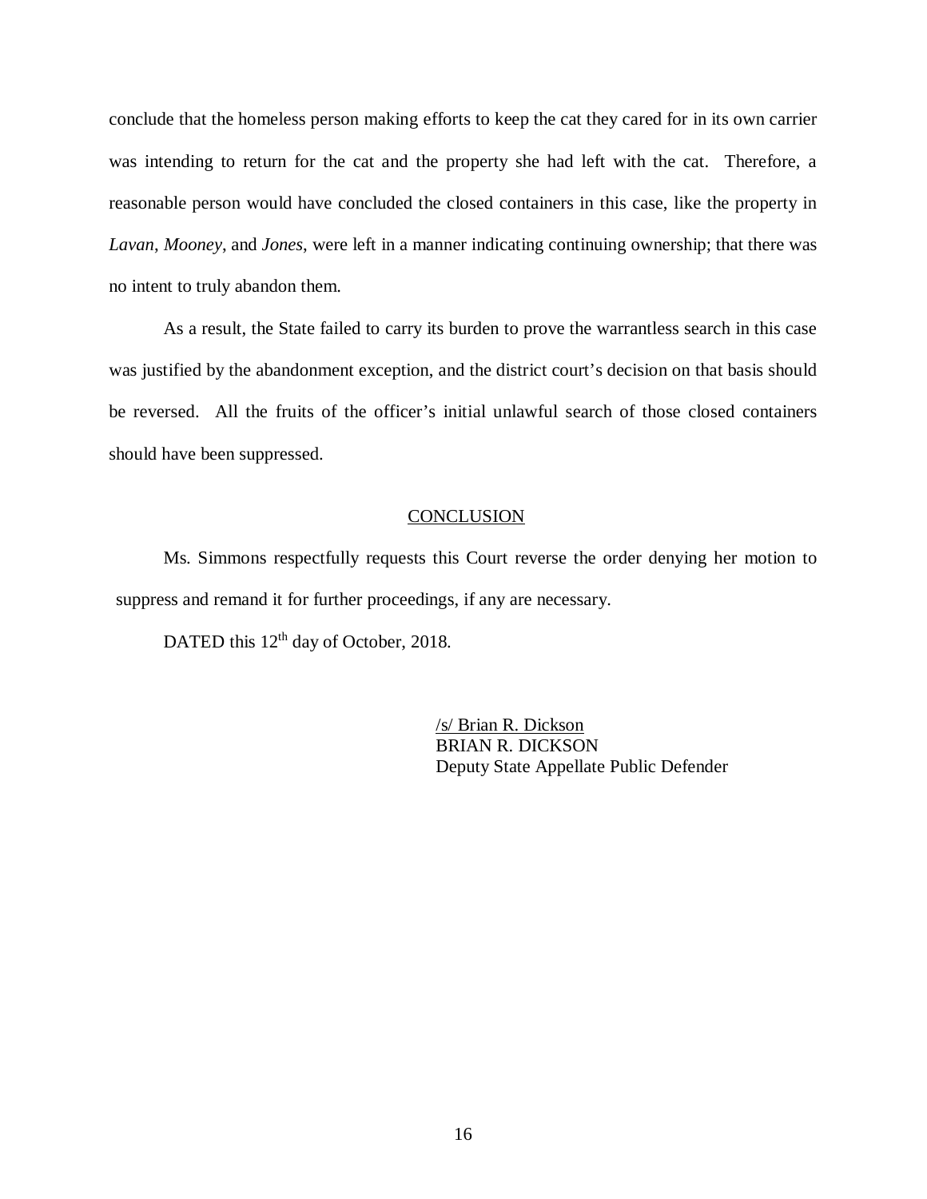conclude that the homeless person making efforts to keep the cat they cared for in its own carrier was intending to return for the cat and the property she had left with the cat. Therefore, a reasonable person would have concluded the closed containers in this case, like the property in *Lavan*, *Mooney*, and *Jones*, were left in a manner indicating continuing ownership; that there was no intent to truly abandon them.

As a result, the State failed to carry its burden to prove the warrantless search in this case was justified by the abandonment exception, and the district court's decision on that basis should be reversed. All the fruits of the officer's initial unlawful search of those closed containers should have been suppressed.

## CONCLUSION

Ms. Simmons respectfully requests this Court reverse the order denying her motion to suppress and remand it for further proceedings, if any are necessary.

DATED this 12th day of October, 2018.

/s/ Brian R. Dickson
BRIAN R. DICKSON
Deputy State Appellate Public Defender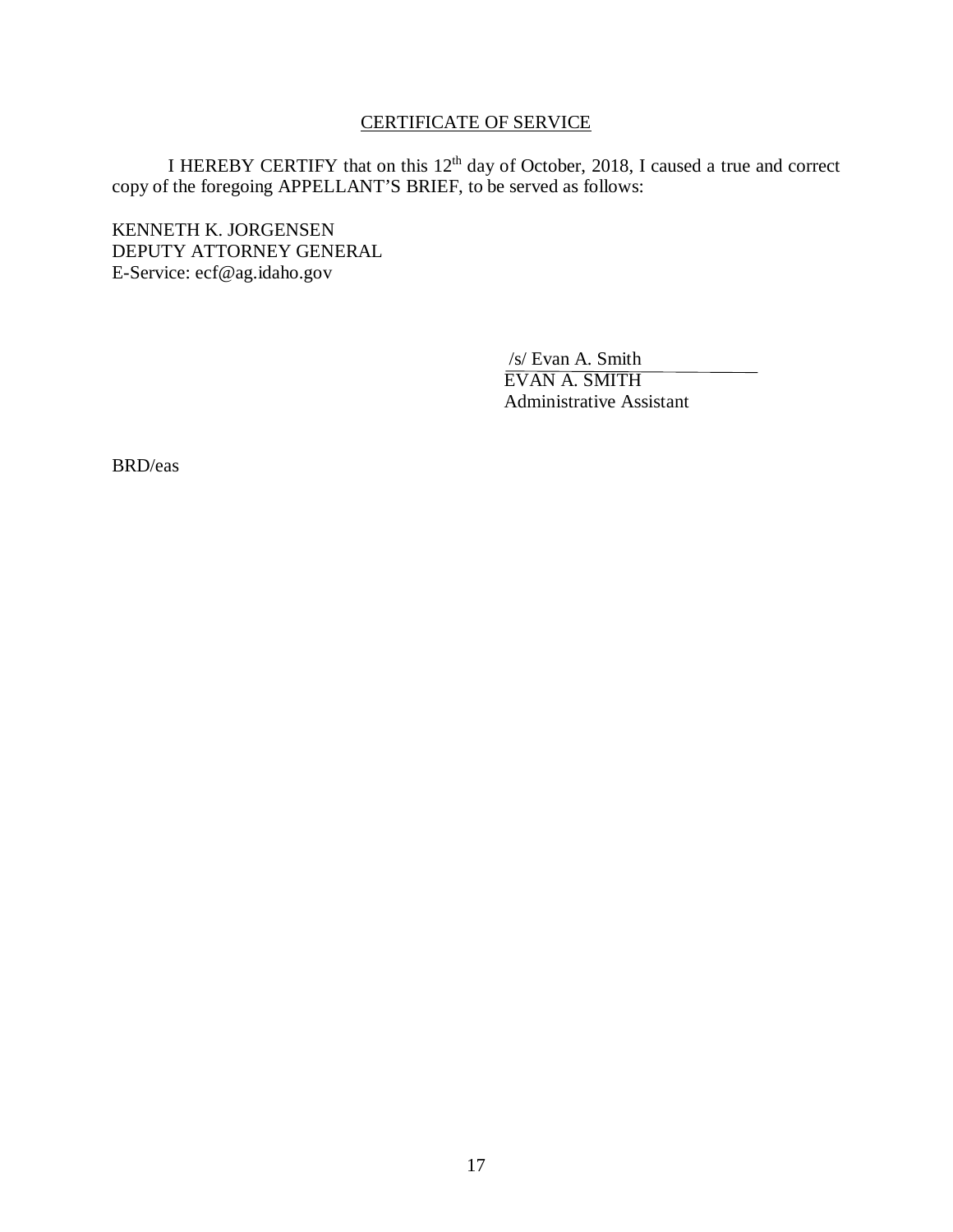<u>CERTIFICATE OF SERVICE</u>

I HEREBY CERTIFY that on this 12th day of October, 2018, I caused a true and correct copy of the foregoing APPELLANT'S BRIEF, to be served as follows:

KENNETH K. JORGENSEN
DEPUTY ATTORNEY GENERAL
E-Service: ecf@ag.idaho.gov

/s/ Evan A. Smith
EVAN A. SMITH
Administrative Assistant

BRD/eas